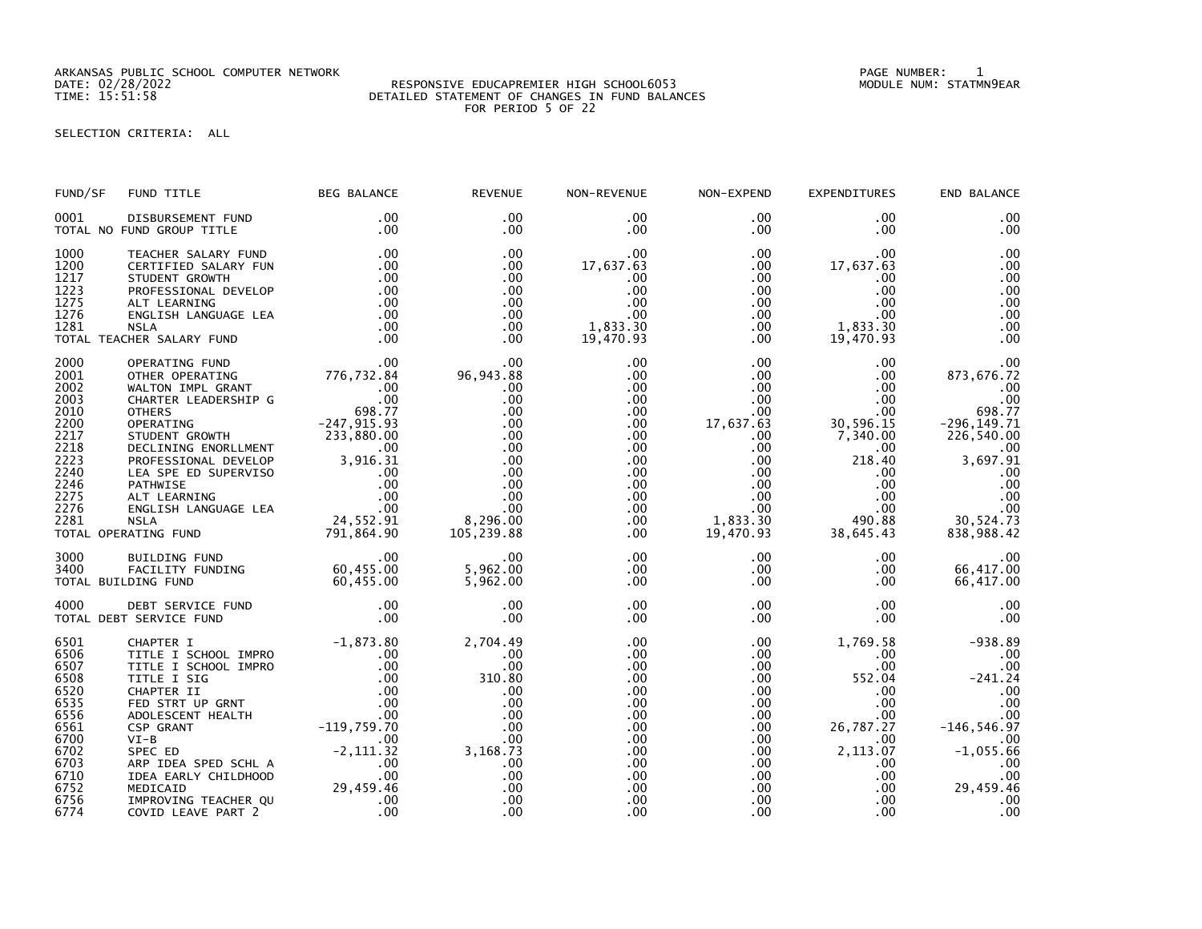ARKANSAS PUBLIC SCHOOL COMPUTER NETWORK
DATE: 02/28/2022
TIME: 15:51:58

RESPONSIVE EDUCAPREMIER HIGH SCHOOL6053
DETAILED STATEMENT OF CHANGES IN FUND BALANCES
FOR PERIOD 5 OF 22

PAGE NUMBER: 1
MODULE NUM: STATMN9EAR

SELECTION CRITERIA: ALL

| FUND/SF | FUND TITLE | BEG BALANCE | REVENUE | NON-REVENUE | NON-EXPEND | EXPENDITURES | END BALANCE |
|---|---|---|---|---|---|---|---|
| 0001 | DISBURSEMENT FUND | .00 | .00 | .00 | .00 | .00 | .00 |
| TOTAL NO FUND GROUP TITLE | | .00 | .00 | .00 | .00 | .00 | .00 |
| 1000 | TEACHER SALARY FUND | .00 | .00 | .00 | .00 | .00 | .00 |
| 1200 | CERTIFIED SALARY FUN | .00 | .00 | 17,637.63 | .00 | 17,637.63 | .00 |
| 1217 | STUDENT GROWTH | .00 | .00 | .00 | .00 | .00 | .00 |
| 1223 | PROFESSIONAL DEVELOP | .00 | .00 | .00 | .00 | .00 | .00 |
| 1275 | ALT LEARNING | .00 | .00 | .00 | .00 | .00 | .00 |
| 1276 | ENGLISH LANGUAGE LEA | .00 | .00 | .00 | .00 | .00 | .00 |
| 1281 | NSLA | .00 | .00 | 1,833.30 | .00 | 1,833.30 | .00 |
| TOTAL TEACHER SALARY FUND | | .00 | .00 | 19,470.93 | .00 | 19,470.93 | .00 |
| 2000 | OPERATING FUND | .00 | .00 | .00 | .00 | .00 | .00 |
| 2001 | OTHER OPERATING | 776,732.84 | 96,943.88 | .00 | .00 | .00 | 873,676.72 |
| 2002 | WALTON IMPL GRANT | .00 | .00 | .00 | .00 | .00 | .00 |
| 2003 | CHARTER LEADERSHIP G | .00 | .00 | .00 | .00 | .00 | .00 |
| 2010 | OTHERS | 698.77 | .00 | .00 | .00 | .00 | 698.77 |
| 2200 | OPERATING | -247,915.93 | .00 | .00 | 17,637.63 | 30,596.15 | -296,149.71 |
| 2217 | STUDENT GROWTH | 233,880.00 | .00 | .00 | .00 | 7,340.00 | 226,540.00 |
| 2218 | DECLINING ENORLLMENT | .00 | .00 | .00 | .00 | .00 | .00 |
| 2223 | PROFESSIONAL DEVELOP | 3,916.31 | .00 | .00 | .00 | 218.40 | 3,697.91 |
| 2240 | LEA SPE ED SUPERVISO | .00 | .00 | .00 | .00 | .00 | .00 |
| 2246 | PATHWISE | .00 | .00 | .00 | .00 | .00 | .00 |
| 2275 | ALT LEARNING | .00 | .00 | .00 | .00 | .00 | .00 |
| 2276 | ENGLISH LANGUAGE LEA | .00 | .00 | .00 | .00 | .00 | .00 |
| 2281 | NSLA | 24,552.91 | 8,296.00 | .00 | 1,833.30 | 490.88 | 30,524.73 |
| TOTAL OPERATING FUND | | 791,864.90 | 105,239.88 | .00 | 19,470.93 | 38,645.43 | 838,988.42 |
| 3000 | BUILDING FUND | .00 | .00 | .00 | .00 | .00 | .00 |
| 3400 | FACILITY FUNDING | 60,455.00 | 5,962.00 | .00 | .00 | .00 | 66,417.00 |
| TOTAL BUILDING FUND | | 60,455.00 | 5,962.00 | .00 | .00 | .00 | 66,417.00 |
| 4000 | DEBT SERVICE FUND | .00 | .00 | .00 | .00 | .00 | .00 |
| TOTAL DEBT SERVICE FUND | | .00 | .00 | .00 | .00 | .00 | .00 |
| 6501 | CHAPTER I | -1,873.80 | 2,704.49 | .00 | .00 | 1,769.58 | -938.89 |
| 6506 | TITLE I SCHOOL IMPRO | .00 | .00 | .00 | .00 | .00 | .00 |
| 6507 | TITLE I SCHOOL IMPRO | .00 | .00 | .00 | .00 | .00 | .00 |
| 6508 | TITLE I SIG | .00 | 310.80 | .00 | .00 | 552.04 | -241.24 |
| 6520 | CHAPTER II | .00 | .00 | .00 | .00 | .00 | .00 |
| 6535 | FED STRT UP GRNT | .00 | .00 | .00 | .00 | .00 | .00 |
| 6556 | ADOLESCENT HEALTH | .00 | .00 | .00 | .00 | .00 | .00 |
| 6561 | CSP GRANT | -119,759.70 | .00 | .00 | .00 | 26,787.27 | -146,546.97 |
| 6700 | VI-B | .00 | .00 | .00 | .00 | .00 | .00 |
| 6702 | SPEC ED | -2,111.32 | 3,168.73 | .00 | .00 | 2,113.07 | -1,055.66 |
| 6703 | ARP IDEA SPED SCHL A | .00 | .00 | .00 | .00 | .00 | .00 |
| 6710 | IDEA EARLY CHILDHOOD | .00 | .00 | .00 | .00 | .00 | .00 |
| 6752 | MEDICAID | 29,459.46 | .00 | .00 | .00 | .00 | 29,459.46 |
| 6756 | IMPROVING TEACHER QU | .00 | .00 | .00 | .00 | .00 | .00 |
| 6774 | COVID LEAVE PART 2 | .00 | .00 | .00 | .00 | .00 | .00 |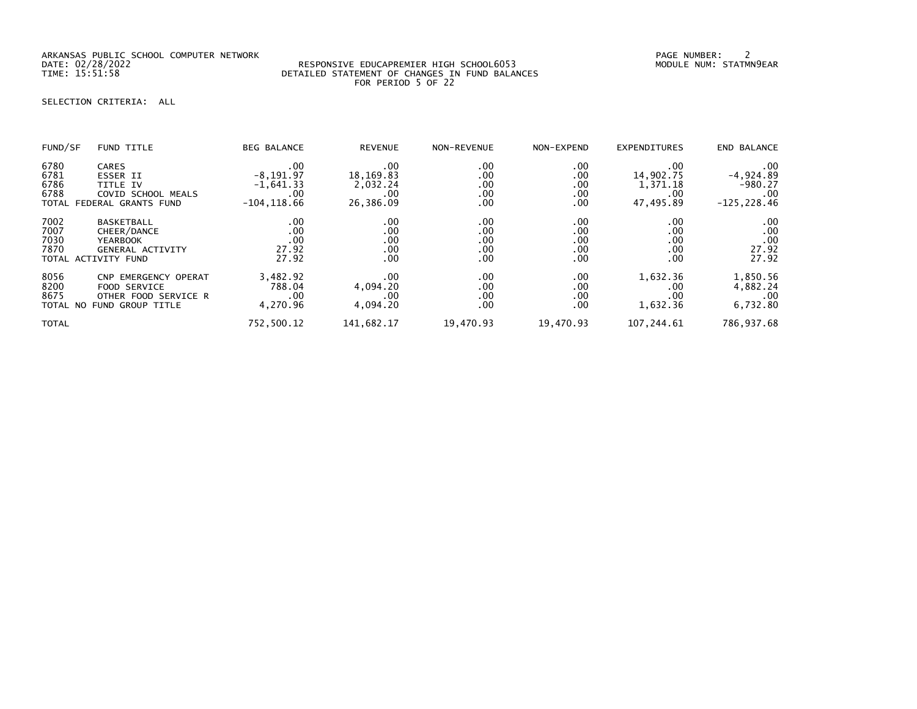ARKANSAS PUBLIC SCHOOL COMPUTER NETWORK
DATE: 02/28/2022
TIME: 15:51:58

RESPONSIVE EDUCAPREMIER HIGH SCHOOL6053
DETAILED STATEMENT OF CHANGES IN FUND BALANCES
FOR PERIOD 5 OF 22

MODULE NUM: STATMN9EAR

SELECTION CRITERIA: ALL

| FUND/SF | FUND TITLE | BEG BALANCE | REVENUE | NON-REVENUE | NON-EXPEND | EXPENDITURES | END BALANCE |
|---|---|---|---|---|---|---|---|
| 6780 | CARES | .00 | .00 | .00 | .00 | .00 | .00 |
| 6781 | ESSER II | -8,191.97 | 18,169.83 | .00 | .00 | 14,902.75 | -4,924.89 |
| 6786 | TITLE IV | -1,641.33 | 2,032.24 | .00 | .00 | 1,371.18 | -980.27 |
| 6788 | COVID SCHOOL MEALS | .00 | .00 | .00 | .00 | .00 | .00 |
| TOTAL FEDERAL GRANTS FUND | | -104,118.66 | 26,386.09 | .00 | .00 | 47,495.89 | -125,228.46 |
| 7002 | BASKETBALL | .00 | .00 | .00 | .00 | .00 | .00 |
| 7007 | CHEER/DANCE | .00 | .00 | .00 | .00 | .00 | .00 |
| 7030 | YEARBOOK | .00 | .00 | .00 | .00 | .00 | .00 |
| 7870 | GENERAL ACTIVITY | 27.92 | .00 | .00 | .00 | .00 | 27.92 |
| TOTAL ACTIVITY FUND | | 27.92 | .00 | .00 | .00 | .00 | 27.92 |
| 8056 | CNP EMERGENCY OPERAT | 3,482.92 | .00 | .00 | .00 | 1,632.36 | 1,850.56 |
| 8200 | FOOD SERVICE | 788.04 | 4,094.20 | .00 | .00 | .00 | 4,882.24 |
| 8675 | OTHER FOOD SERVICE R | .00 | .00 | .00 | .00 | .00 | .00 |
| TOTAL NO FUND GROUP TITLE | | 4,270.96 | 4,094.20 | .00 | .00 | 1,632.36 | 6,732.80 |
| TOTAL | | 752,500.12 | 141,682.17 | 19,470.93 | 19,470.93 | 107,244.61 | 786,937.68 |